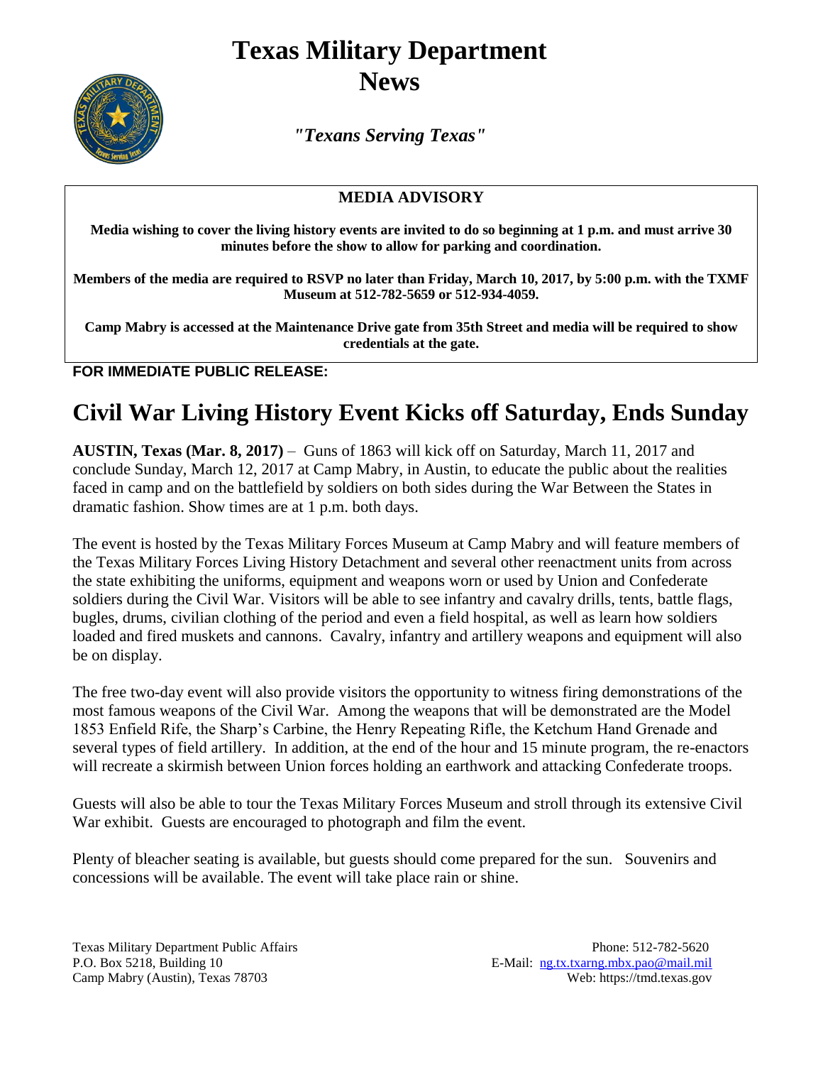# Texas Military Department News

*"Texans Serving Texas"*

**MEDIA ADVISORY**

**Media wishing to cover the living history events are invited to do so beginning at 1 p.m. and must arrive 30 minutes before the show to allow for parking and coordination.**

**Members of the media are required to RSVP no later than Friday, March 10, 2017, by 5:00 p.m. with the TXMF Museum at 512-782-5659 or 512-934-4059.**

**Camp Mabry is accessed at the Maintenance Drive gate from 35th Street and media will be required to show credentials at the gate.**

**FOR IMMEDIATE PUBLIC RELEASE:**

## Civil War Living History Event Kicks off Saturday, Ends Sunday

**AUSTIN, Texas (Mar. 8, 2017)** – Guns of 1863 will kick off on Saturday, March 11, 2017 and conclude Sunday, March 12, 2017 at Camp Mabry, in Austin, to educate the public about the realities faced in camp and on the battlefield by soldiers on both sides during the War Between the States in dramatic fashion. Show times are at 1 p.m. both days.

The event is hosted by the Texas Military Forces Museum at Camp Mabry and will feature members of the Texas Military Forces Living History Detachment and several other reenactment units from across the state exhibiting the uniforms, equipment and weapons worn or used by Union and Confederate soldiers during the Civil War. Visitors will be able to see infantry and cavalry drills, tents, battle flags, bugles, drums, civilian clothing of the period and even a field hospital, as well as learn how soldiers loaded and fired muskets and cannons. Cavalry, infantry and artillery weapons and equipment will also be on display.

The free two-day event will also provide visitors the opportunity to witness firing demonstrations of the most famous weapons of the Civil War. Among the weapons that will be demonstrated are the Model 1853 Enfield Rife, the Sharp's Carbine, the Henry Repeating Rifle, the Ketchum Hand Grenade and several types of field artillery. In addition, at the end of the hour and 15 minute program, the re-enactors will recreate a skirmish between Union forces holding an earthwork and attacking Confederate troops.

Guests will also be able to tour the Texas Military Forces Museum and stroll through its extensive Civil War exhibit. Guests are encouraged to photograph and film the event.

Plenty of bleacher seating is available, but guests should come prepared for the sun. Souvenirs and concessions will be available. The event will take place rain or shine.

Texas Military Department Public Affairs
P.O. Box 5218, Building 10
Camp Mabry (Austin), Texas 78703

Phone: 512-782-5620
E-Mail: ng.tx.txarng.mbx.pao@mail.mil
Web: https://tmd.texas.gov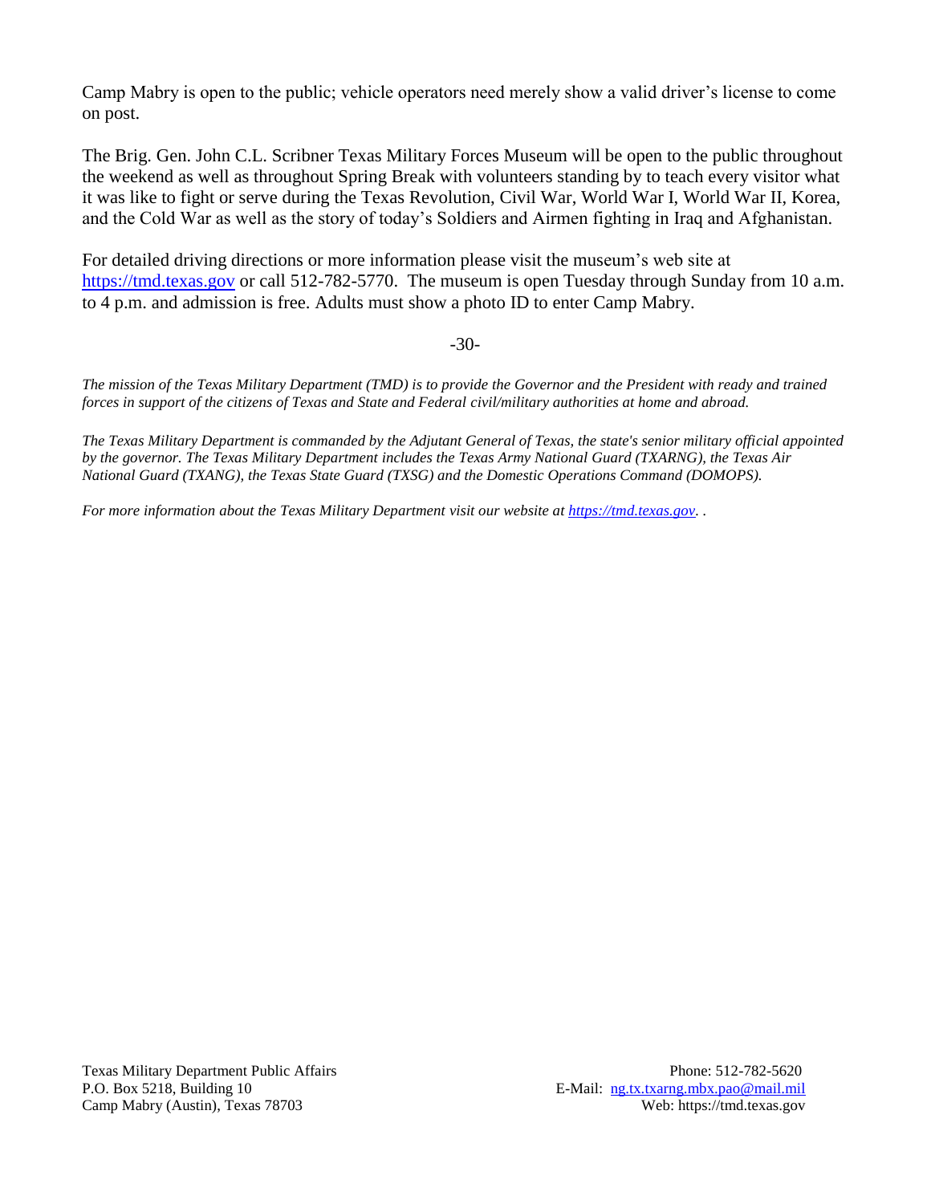Camp Mabry is open to the public; vehicle operators need merely show a valid driver's license to come on post.

The Brig. Gen. John C.L. Scribner Texas Military Forces Museum will be open to the public throughout the weekend as well as throughout Spring Break with volunteers standing by to teach every visitor what it was like to fight or serve during the Texas Revolution, Civil War, World War I, World War II, Korea, and the Cold War as well as the story of today's Soldiers and Airmen fighting in Iraq and Afghanistan.

For detailed driving directions or more information please visit the museum's web site at https://tmd.texas.gov or call 512-782-5770. The museum is open Tuesday through Sunday from 10 a.m. to 4 p.m. and admission is free. Adults must show a photo ID to enter Camp Mabry.

-30-

*The mission of the Texas Military Department (TMD) is to provide the Governor and the President with ready and trained forces in support of the citizens of Texas and State and Federal civil/military authorities at home and abroad.*

*The Texas Military Department is commanded by the Adjutant General of Texas, the state's senior military official appointed by the governor. The Texas Military Department includes the Texas Army National Guard (TXARNG), the Texas Air National Guard (TXANG), the Texas State Guard (TXSG) and the Domestic Operations Command (DOMOPS).*

*For more information about the Texas Military Department visit our website at https://tmd.texas.gov. .*

Texas Military Department Public Affairs
P.O. Box 5218, Building 10
Camp Mabry (Austin), Texas 78703

Phone: 512-782-5620
E-Mail: ng.tx.txarng.mbx.pao@mail.mil
Web: https://tmd.texas.gov